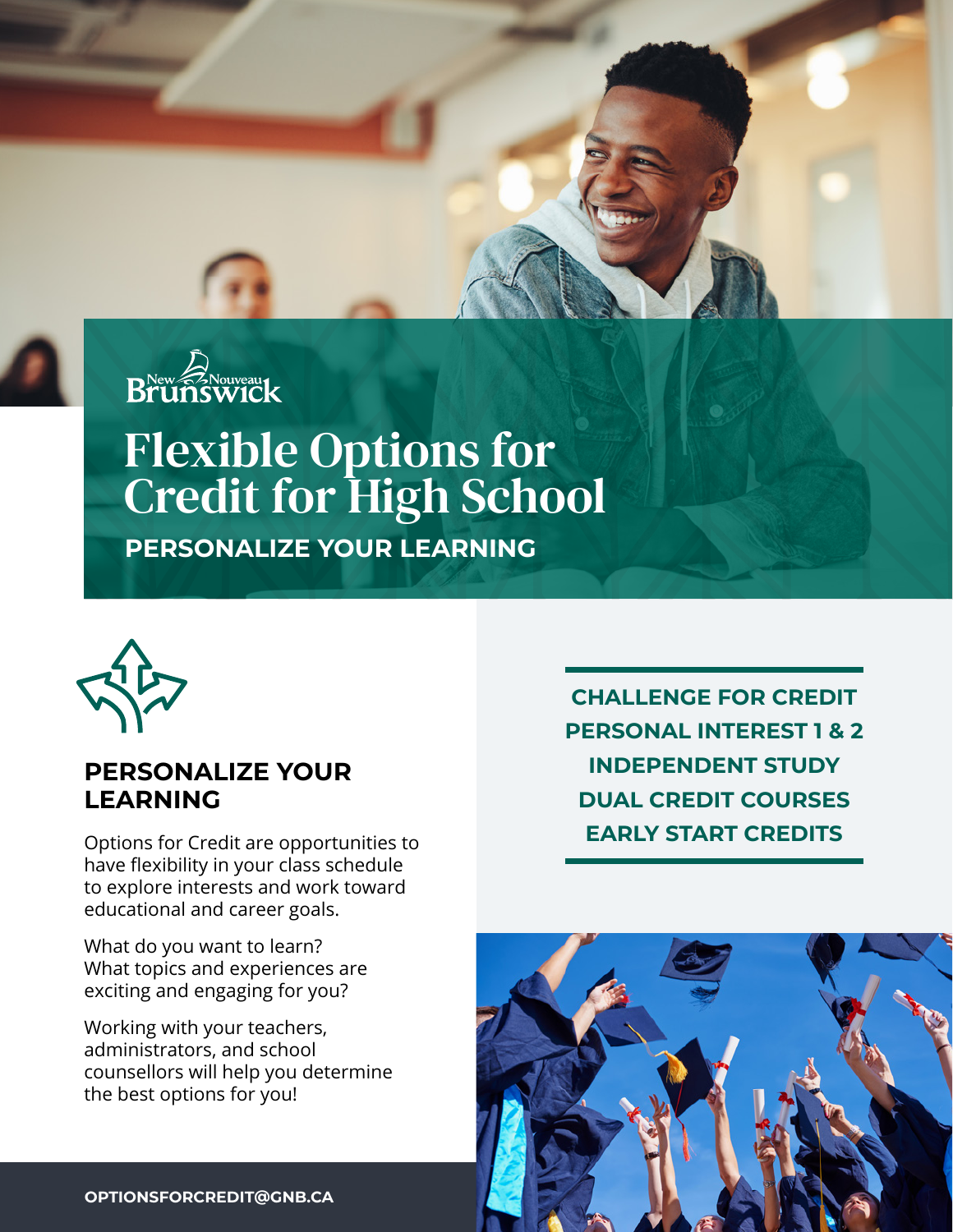New Brunswick / Nouveau Brunswick

# Flexible Options for Credit for High School

**PERSONALIZE YOUR LEARNING**

## PERSONALIZE YOUR LEARNING

Options for Credit are opportunities to have flexibility in your class schedule to explore interests and work toward educational and career goals.

What do you want to learn? What topics and experiences are exciting and engaging for you?

Working with your teachers, administrators, and school counsellors will help you determine the best options for you!

**CHALLENGE FOR CREDIT**
**PERSONAL INTEREST 1 & 2**
**INDEPENDENT STUDY**
**DUAL CREDIT COURSES**
**EARLY START CREDITS**

**OPTIONSFORCREDIT@GNB.CA**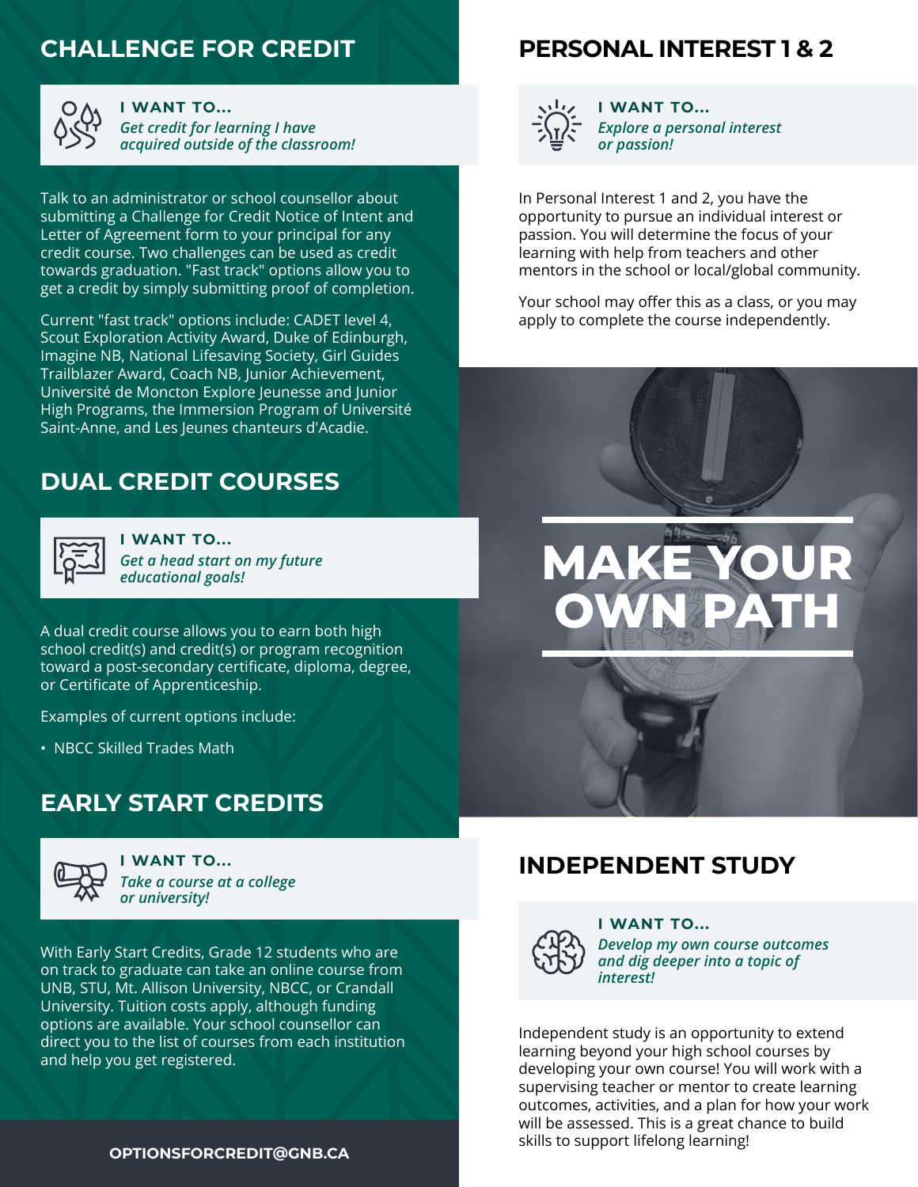## CHALLENGE FOR CREDIT

**I WANT TO...**
*Get credit for learning I have acquired outside of the classroom!*

Talk to an administrator or school counsellor about submitting a Challenge for Credit Notice of Intent and Letter of Agreement form to your principal for any credit course. Two challenges can be used as credit towards graduation. "Fast track" options allow you to get a credit by simply submitting proof of completion.

Current "fast track" options include: CADET level 4, Scout Exploration Activity Award, Duke of Edinburgh, Imagine NB, National Lifesaving Society, Girl Guides Trailblazer Award, Coach NB, Junior Achievement, Université de Moncton Explore Jeunesse and Junior High Programs, the Immersion Program of Université Saint-Anne, and Les Jeunes chanteurs d'Acadie.

## DUAL CREDIT COURSES

**I WANT TO...**
*Get a head start on my future educational goals!*

A dual credit course allows you to earn both high school credit(s) and credit(s) or program recognition toward a post-secondary certificate, diploma, degree, or Certificate of Apprenticeship.

Examples of current options include:

- NBCC Skilled Trades Math

## EARLY START CREDITS

**I WANT TO...**
*Take a course at a college or university!*

With Early Start Credits, Grade 12 students who are on track to graduate can take an online course from UNB, STU, Mt. Allison University, NBCC, or Crandall University. Tuition costs apply, although funding options are available. Your school counsellor can direct you to the list of courses from each institution and help you get registered.

**OPTIONSFORCREDIT@GNB.CA**

## PERSONAL INTEREST 1 & 2

**I WANT TO...**
*Explore a personal interest or passion!*

In Personal Interest 1 and 2, you have the opportunity to pursue an individual interest or passion. You will determine the focus of your learning with help from teachers and other mentors in the school or local/global community.

Your school may offer this as a class, or you may apply to complete the course independently.

# MAKE YOUR OWN PATH

## INDEPENDENT STUDY

**I WANT TO...**
*Develop my own course outcomes and dig deeper into a topic of interest!*

Independent study is an opportunity to extend learning beyond your high school courses by developing your own course! You will work with a supervising teacher or mentor to create learning outcomes, activities, and a plan for how your work will be assessed. This is a great chance to build skills to support lifelong learning!